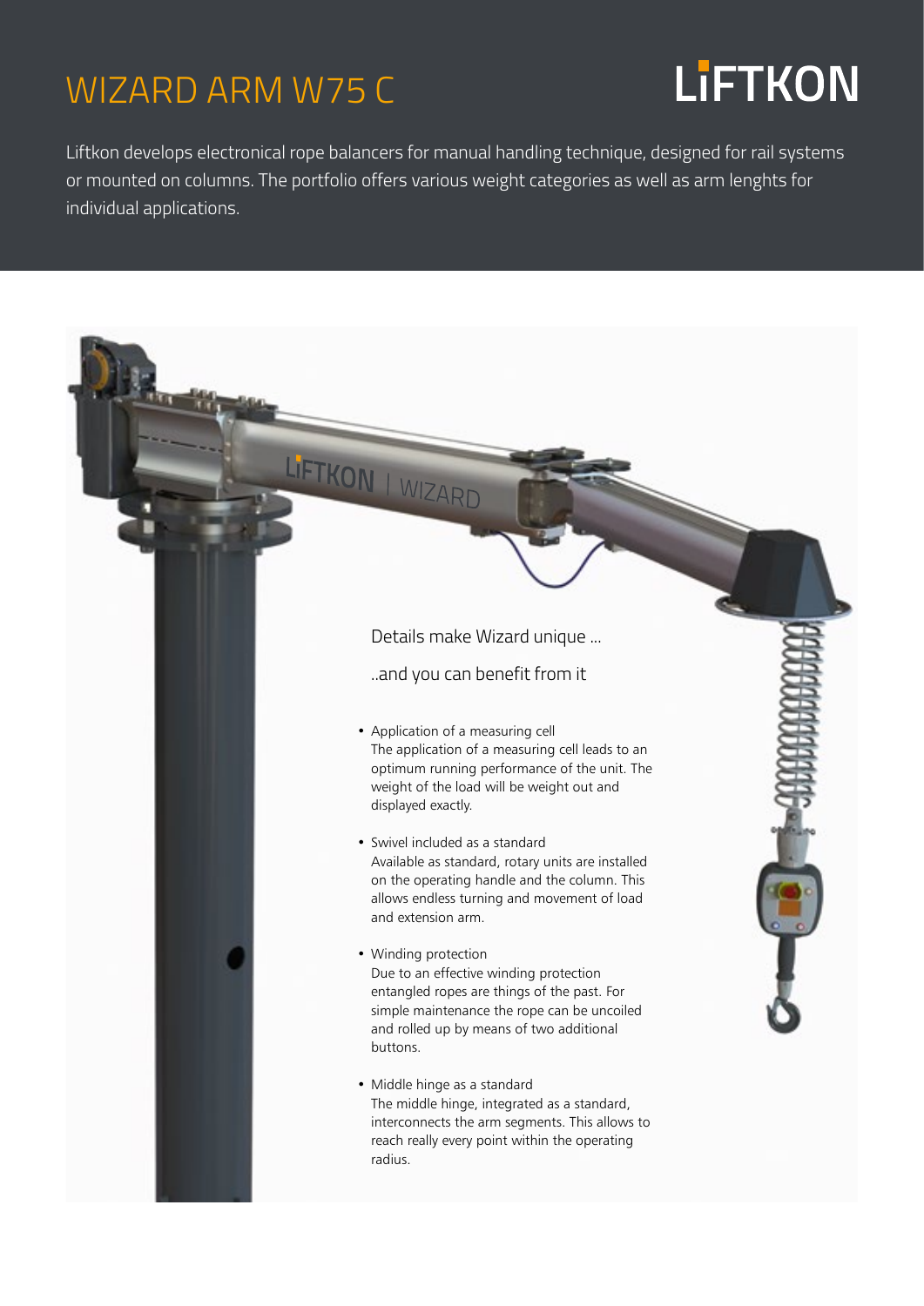# WIZARD ARM W75 C

LIFTKON

Liftkon develops electronical rope balancers for manual handling technique, designed for rail systems or mounted on columns. The portfolio offers various weight categories as well as arm lenghts for individual applications.

Details make Wizard unique ...

..and you can benefit from it

- Application of a measuring cell
  The application of a measuring cell leads to an optimum running performance of the unit. The weight of the load will be weight out and displayed exactly.

- Swivel included as a standard
  Available as standard, rotary units are installed on the operating handle and the column. This allows endless turning and movement of load and extension arm.

- Winding protection
  Due to an effective winding protection entangled ropes are things of the past. For simple maintenance the rope can be uncoiled and rolled up by means of two additional buttons.

- Middle hinge as a standard
  The middle hinge, integrated as a standard, interconnects the arm segments. This allows to reach really every point within the operating radius.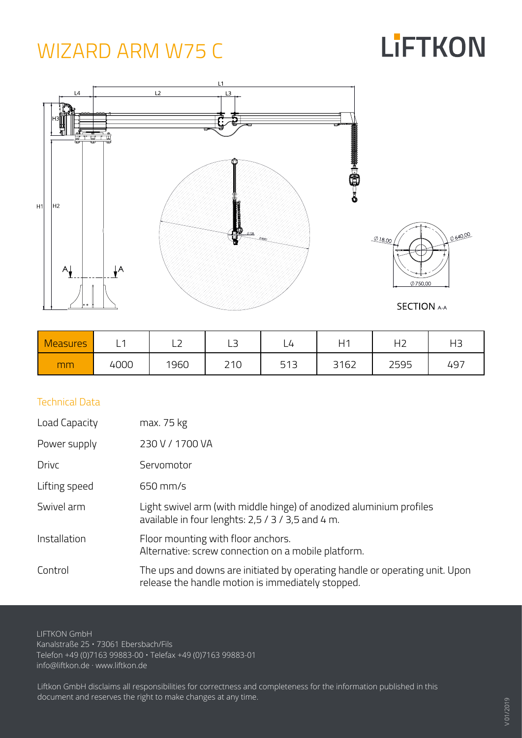# WIZARD ARM W75 C

L1

L4 L2 L3

H3

H1 H2

A A

Ø18,00

Ø640,00

Ø750,00

SECTION A-A

| Measures | L1 | L2 | L3 | L4 | H1 | H2 | H3 |
|---|---|---|---|---|---|---|---|
| mm | 4000 | 1960 | 210 | 513 | 3162 | 2595 | 497 |

## Technical Data

| | |
|---|---|
| Load Capacity | max. 75 kg |
| Power supply | 230 V / 1700 VA |
| Drivc | Servomotor |
| Lifting speed | 650 mm/s |
| Swivel arm | Light swivel arm (with middle hinge) of anodized aluminium profiles available in four lenghts: 2,5 / 3 / 3,5 and 4 m. |
| Installation | Floor mounting with floor anchors. Alternative: screw connection on a mobile platform. |
| Control | The ups and downs are initiated by operating handle or operating unit. Upon release the handle motion is immediately stopped. |

LIFTKON GmbH
Kanalstraße 25 • 73061 Ebersbach/Fils
Telefon +49 (0)7163 99883-00 • Telefax +49 (0)7163 99883-01
info@liftkon.de · www.liftkon.de

Liftkon GmbH disclaims all responsibilities for correctness and completeness for the information published in this document and reserves the right to make changes at any time.

V01/2019